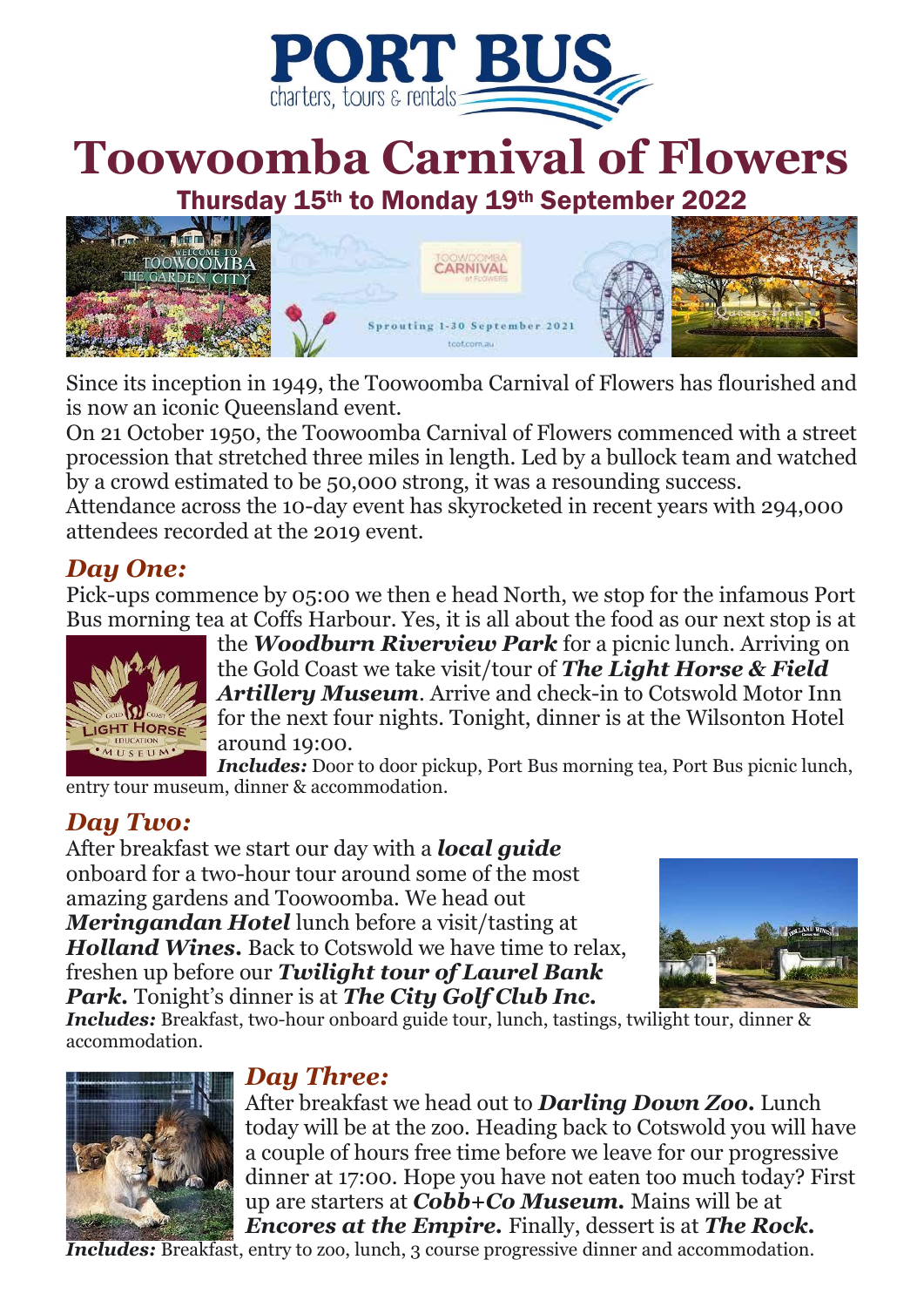# PORT BUS

charters, tours & rentals

# Toowoomba Carnival of Flowers

## Thursday 15th to Monday 19th September 2022

Since its inception in 1949, the Toowoomba Carnival of Flowers has flourished and is now an iconic Queensland event.

On 21 October 1950, the Toowoomba Carnival of Flowers commenced with a street procession that stretched three miles in length. Led by a bullock team and watched by a crowd estimated to be 50,000 strong, it was a resounding success.

Attendance across the 10-day event has skyrocketed in recent years with 294,000 attendees recorded at the 2019 event.

## *Day One:*

Pick-ups commence by 05:00 we then e head North, we stop for the infamous Port Bus morning tea at Coffs Harbour. Yes, it is all about the food as our next stop is at the ***Woodburn Riverview Park*** for a picnic lunch. Arriving on the Gold Coast we take visit/tour of ***The Light Horse & Field Artillery Museum***. Arrive and check-in to Cotswold Motor Inn for the next four nights. Tonight, dinner is at the Wilsonton Hotel around 19:00.

***Includes:*** Door to door pickup, Port Bus morning tea, Port Bus picnic lunch, entry tour museum, dinner & accommodation.

## *Day Two:*

After breakfast we start our day with a ***local guide*** onboard for a two-hour tour around some of the most amazing gardens and Toowoomba. We head out ***Meringandan Hotel*** lunch before a visit/tasting at ***Holland Wines.*** Back to Cotswold we have time to relax, freshen up before our ***Twilight tour of Laurel Bank Park.*** Tonight's dinner is at ***The City Golf Club Inc.***

***Includes:*** Breakfast, two-hour onboard guide tour, lunch, tastings, twilight tour, dinner & accommodation.

## *Day Three:*

After breakfast we head out to ***Darling Down Zoo.*** Lunch today will be at the zoo. Heading back to Cotswold you will have a couple of hours free time before we leave for our progressive dinner at 17:00. Hope you have not eaten too much today? First up are starters at ***Cobb+Co Museum.*** Mains will be at ***Encores at the Empire.*** Finally, dessert is at ***The Rock.***

***Includes:*** Breakfast, entry to zoo, lunch, 3 course progressive dinner and accommodation.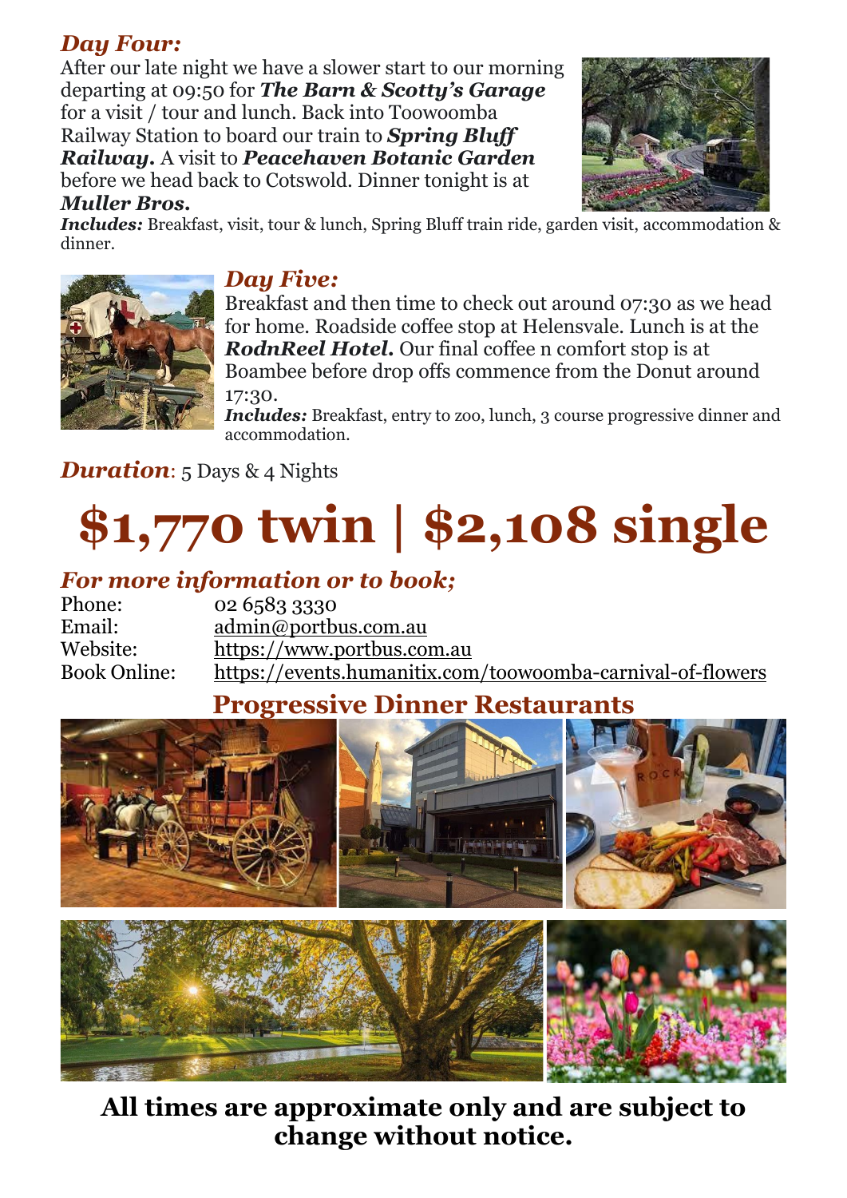### *Day Four:*

After our late night we have a slower start to our morning departing at 09:50 for ***The Barn & Scotty's Garage*** for a visit / tour and lunch. Back into Toowoomba Railway Station to board our train to ***Spring Bluff Railway.*** A visit to ***Peacehaven Botanic Garden*** before we head back to Cotswold. Dinner tonight is at ***Muller Bros.***

***Includes:*** Breakfast, visit, tour & lunch, Spring Bluff train ride, garden visit, accommodation & dinner.

### *Day Five:*

Breakfast and then time to check out around 07:30 as we head for home. Roadside coffee stop at Helensvale. Lunch is at the ***RodnReel Hotel.*** Our final coffee n comfort stop is at Boambee before drop offs commence from the Donut around 17:30.

***Includes:*** Breakfast, entry to zoo, lunch, 3 course progressive dinner and accommodation.

***Duration***: 5 Days & 4 Nights

# $1,770 twin | $2,108 single

### *For more information or to book;*

| | |
|---|---|
| Phone: | 02 6583 3330 |
| Email: | admin@portbus.com.au |
| Website: | https://www.portbus.com.au |
| Book Online: | https://events.humanitix.com/toowoomba-carnival-of-flowers |

## Progressive Dinner Restaurants

**All times are approximate only and are subject to change without notice.**